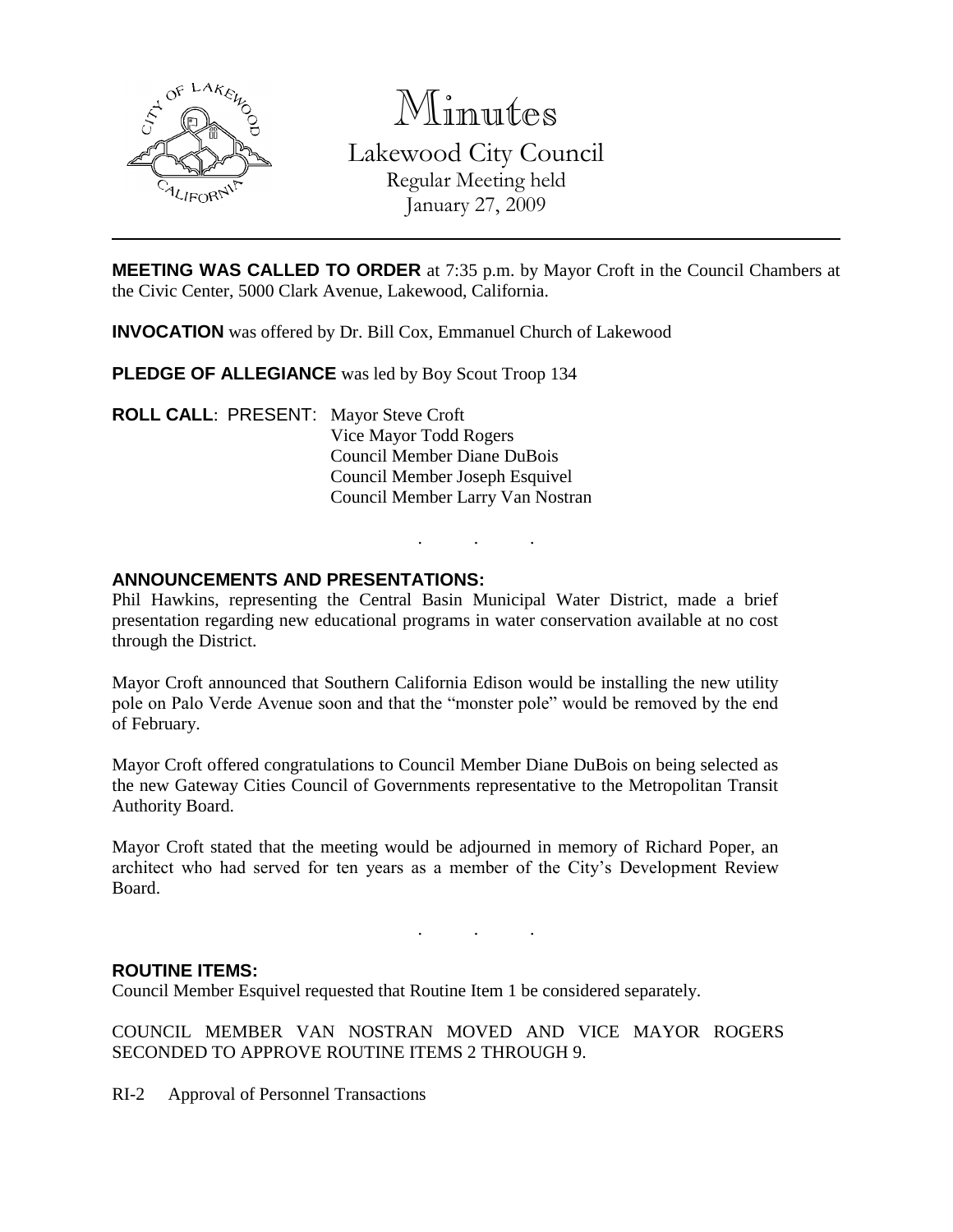# Minutes

## Lakewood City Council

Regular Meeting held
January 27, 2009

**MEETING WAS CALLED TO ORDER** at 7:35 p.m. by Mayor Croft in the Council Chambers at the Civic Center, 5000 Clark Avenue, Lakewood, California.

**INVOCATION** was offered by Dr. Bill Cox, Emmanuel Church of Lakewood

**PLEDGE OF ALLEGIANCE** was led by Boy Scout Troop 134

**ROLL CALL**: PRESENT: Mayor Steve Croft
Vice Mayor Todd Rogers
Council Member Diane DuBois
Council Member Joseph Esquivel
Council Member Larry Van Nostran

. . .

**ANNOUNCEMENTS AND PRESENTATIONS:**

Phil Hawkins, representing the Central Basin Municipal Water District, made a brief presentation regarding new educational programs in water conservation available at no cost through the District.

Mayor Croft announced that Southern California Edison would be installing the new utility pole on Palo Verde Avenue soon and that the "monster pole" would be removed by the end of February.

Mayor Croft offered congratulations to Council Member Diane DuBois on being selected as the new Gateway Cities Council of Governments representative to the Metropolitan Transit Authority Board.

Mayor Croft stated that the meeting would be adjourned in memory of Richard Poper, an architect who had served for ten years as a member of the City's Development Review Board.

. . .

**ROUTINE ITEMS:**

Council Member Esquivel requested that Routine Item 1 be considered separately.

COUNCIL MEMBER VAN NOSTRAN MOVED AND VICE MAYOR ROGERS SECONDED TO APPROVE ROUTINE ITEMS 2 THROUGH 9.

RI-2 Approval of Personnel Transactions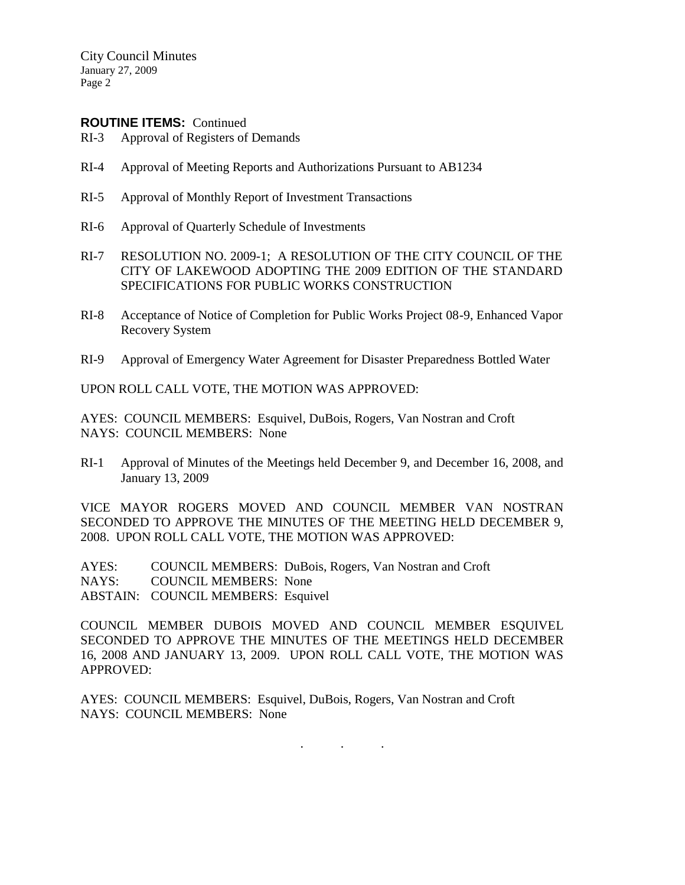**ROUTINE ITEMS:** Continued

RI-3 Approval of Registers of Demands

RI-4 Approval of Meeting Reports and Authorizations Pursuant to AB1234

RI-5 Approval of Monthly Report of Investment Transactions

RI-6 Approval of Quarterly Schedule of Investments

RI-7 RESOLUTION NO. 2009-1; A RESOLUTION OF THE CITY COUNCIL OF THE CITY OF LAKEWOOD ADOPTING THE 2009 EDITION OF THE STANDARD SPECIFICATIONS FOR PUBLIC WORKS CONSTRUCTION

RI-8 Acceptance of Notice of Completion for Public Works Project 08-9, Enhanced Vapor Recovery System

RI-9 Approval of Emergency Water Agreement for Disaster Preparedness Bottled Water

UPON ROLL CALL VOTE, THE MOTION WAS APPROVED:

AYES: COUNCIL MEMBERS: Esquivel, DuBois, Rogers, Van Nostran and Croft
NAYS: COUNCIL MEMBERS: None

RI-1 Approval of Minutes of the Meetings held December 9, and December 16, 2008, and January 13, 2009

VICE MAYOR ROGERS MOVED AND COUNCIL MEMBER VAN NOSTRAN SECONDED TO APPROVE THE MINUTES OF THE MEETING HELD DECEMBER 9, 2008. UPON ROLL CALL VOTE, THE MOTION WAS APPROVED:

AYES: COUNCIL MEMBERS: DuBois, Rogers, Van Nostran and Croft
NAYS: COUNCIL MEMBERS: None
ABSTAIN: COUNCIL MEMBERS: Esquivel

COUNCIL MEMBER DUBOIS MOVED AND COUNCIL MEMBER ESQUIVEL SECONDED TO APPROVE THE MINUTES OF THE MEETINGS HELD DECEMBER 16, 2008 AND JANUARY 13, 2009. UPON ROLL CALL VOTE, THE MOTION WAS APPROVED:

AYES: COUNCIL MEMBERS: Esquivel, DuBois, Rogers, Van Nostran and Croft
NAYS: COUNCIL MEMBERS: None

. . .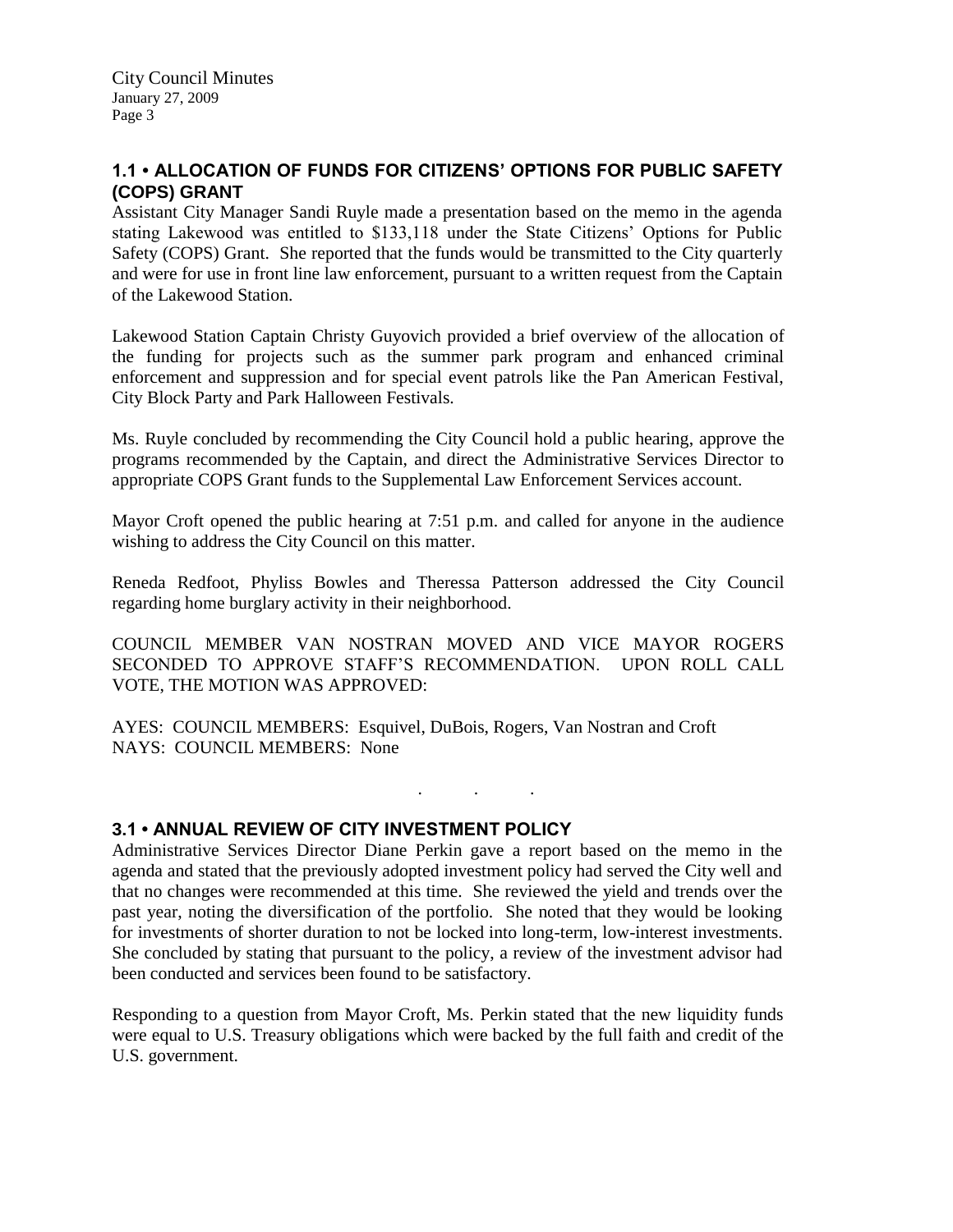## 1.1 • ALLOCATION OF FUNDS FOR CITIZENS' OPTIONS FOR PUBLIC SAFETY (COPS) GRANT

Assistant City Manager Sandi Ruyle made a presentation based on the memo in the agenda stating Lakewood was entitled to $133,118 under the State Citizens' Options for Public Safety (COPS) Grant. She reported that the funds would be transmitted to the City quarterly and were for use in front line law enforcement, pursuant to a written request from the Captain of the Lakewood Station.

Lakewood Station Captain Christy Guyovich provided a brief overview of the allocation of the funding for projects such as the summer park program and enhanced criminal enforcement and suppression and for special event patrols like the Pan American Festival, City Block Party and Park Halloween Festivals.

Ms. Ruyle concluded by recommending the City Council hold a public hearing, approve the programs recommended by the Captain, and direct the Administrative Services Director to appropriate COPS Grant funds to the Supplemental Law Enforcement Services account.

Mayor Croft opened the public hearing at 7:51 p.m. and called for anyone in the audience wishing to address the City Council on this matter.

Reneda Redfoot, Phyliss Bowles and Theressa Patterson addressed the City Council regarding home burglary activity in their neighborhood.

COUNCIL MEMBER VAN NOSTRAN MOVED AND VICE MAYOR ROGERS SECONDED TO APPROVE STAFF'S RECOMMENDATION. UPON ROLL CALL VOTE, THE MOTION WAS APPROVED:

AYES: COUNCIL MEMBERS: Esquivel, DuBois, Rogers, Van Nostran and Croft
NAYS: COUNCIL MEMBERS: None

. . .

## 3.1 • ANNUAL REVIEW OF CITY INVESTMENT POLICY

Administrative Services Director Diane Perkin gave a report based on the memo in the agenda and stated that the previously adopted investment policy had served the City well and that no changes were recommended at this time. She reviewed the yield and trends over the past year, noting the diversification of the portfolio. She noted that they would be looking for investments of shorter duration to not be locked into long-term, low-interest investments. She concluded by stating that pursuant to the policy, a review of the investment advisor had been conducted and services been found to be satisfactory.

Responding to a question from Mayor Croft, Ms. Perkin stated that the new liquidity funds were equal to U.S. Treasury obligations which were backed by the full faith and credit of the U.S. government.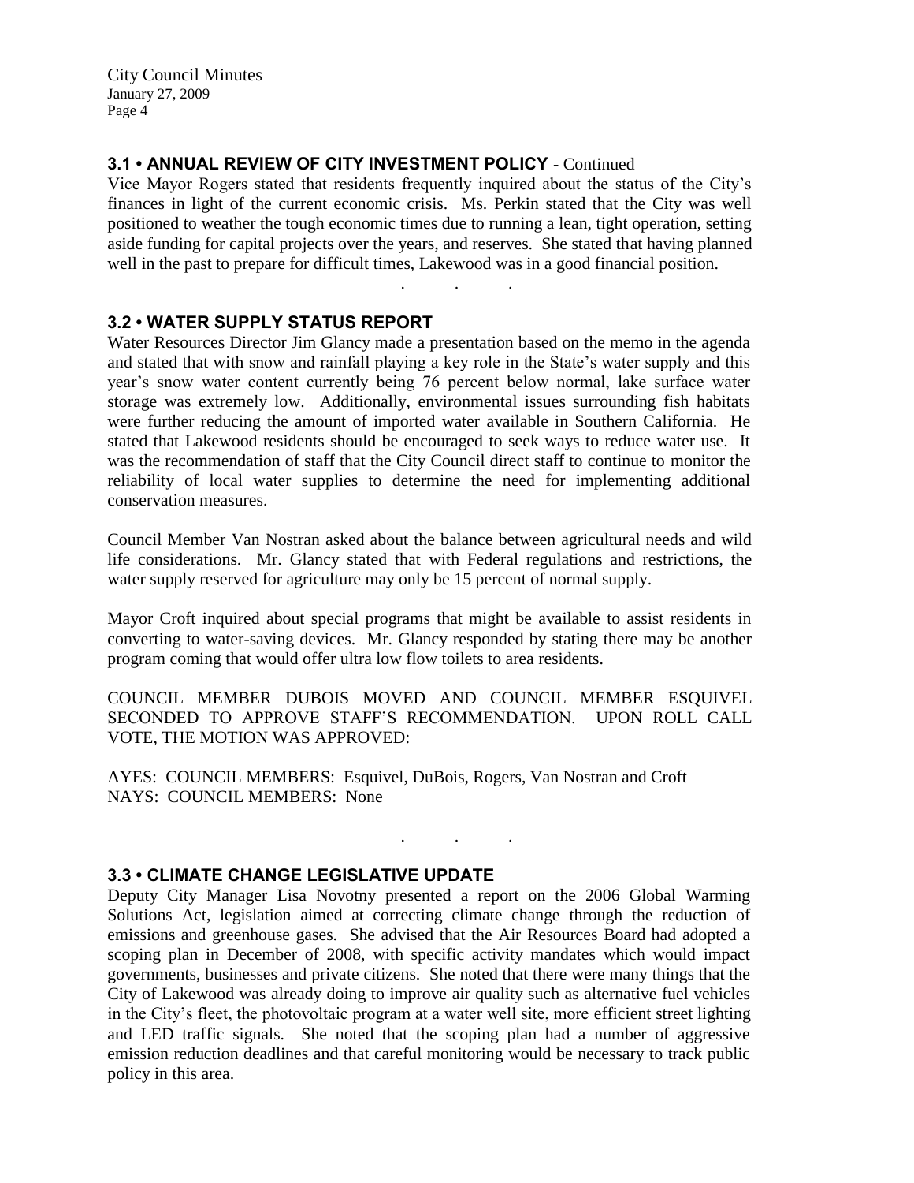### 3.1 • ANNUAL REVIEW OF CITY INVESTMENT POLICY - Continued

Vice Mayor Rogers stated that residents frequently inquired about the status of the City's finances in light of the current economic crisis. Ms. Perkin stated that the City was well positioned to weather the tough economic times due to running a lean, tight operation, setting aside funding for capital projects over the years, and reserves. She stated that having planned well in the past to prepare for difficult times, Lakewood was in a good financial position.

. . .

### 3.2 • WATER SUPPLY STATUS REPORT

Water Resources Director Jim Glancy made a presentation based on the memo in the agenda and stated that with snow and rainfall playing a key role in the State's water supply and this year's snow water content currently being 76 percent below normal, lake surface water storage was extremely low. Additionally, environmental issues surrounding fish habitats were further reducing the amount of imported water available in Southern California. He stated that Lakewood residents should be encouraged to seek ways to reduce water use. It was the recommendation of staff that the City Council direct staff to continue to monitor the reliability of local water supplies to determine the need for implementing additional conservation measures.

Council Member Van Nostran asked about the balance between agricultural needs and wild life considerations. Mr. Glancy stated that with Federal regulations and restrictions, the water supply reserved for agriculture may only be 15 percent of normal supply.

Mayor Croft inquired about special programs that might be available to assist residents in converting to water-saving devices. Mr. Glancy responded by stating there may be another program coming that would offer ultra low flow toilets to area residents.

COUNCIL MEMBER DUBOIS MOVED AND COUNCIL MEMBER ESQUIVEL SECONDED TO APPROVE STAFF'S RECOMMENDATION. UPON ROLL CALL VOTE, THE MOTION WAS APPROVED:

AYES: COUNCIL MEMBERS: Esquivel, DuBois, Rogers, Van Nostran and Croft
NAYS: COUNCIL MEMBERS: None

. . .

### 3.3 • CLIMATE CHANGE LEGISLATIVE UPDATE

Deputy City Manager Lisa Novotny presented a report on the 2006 Global Warming Solutions Act, legislation aimed at correcting climate change through the reduction of emissions and greenhouse gases. She advised that the Air Resources Board had adopted a scoping plan in December of 2008, with specific activity mandates which would impact governments, businesses and private citizens. She noted that there were many things that the City of Lakewood was already doing to improve air quality such as alternative fuel vehicles in the City's fleet, the photovoltaic program at a water well site, more efficient street lighting and LED traffic signals. She noted that the scoping plan had a number of aggressive emission reduction deadlines and that careful monitoring would be necessary to track public policy in this area.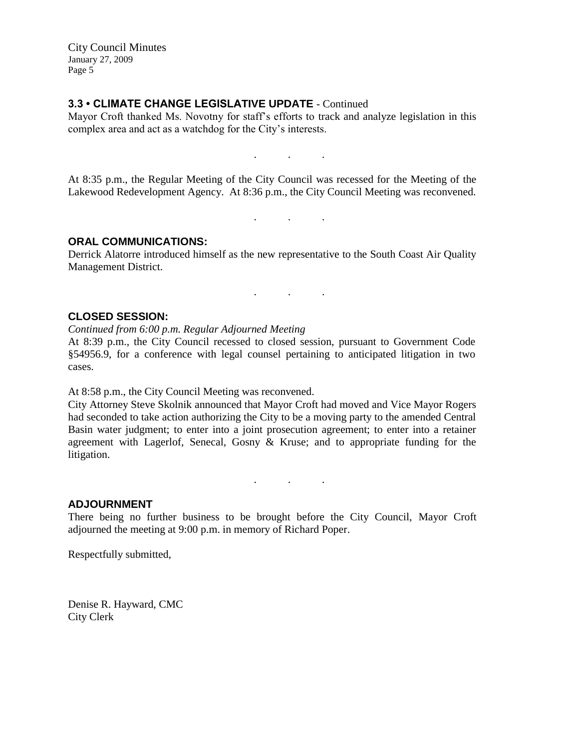### 3.3 • CLIMATE CHANGE LEGISLATIVE UPDATE - Continued

Mayor Croft thanked Ms. Novotny for staff's efforts to track and analyze legislation in this complex area and act as a watchdog for the City's interests.

. . .

At 8:35 p.m., the Regular Meeting of the City Council was recessed for the Meeting of the Lakewood Redevelopment Agency. At 8:36 p.m., the City Council Meeting was reconvened.

. . .

### ORAL COMMUNICATIONS:

Derrick Alatorre introduced himself as the new representative to the South Coast Air Quality Management District.

. . .

### CLOSED SESSION:

*Continued from 6:00 p.m. Regular Adjourned Meeting*

At 8:39 p.m., the City Council recessed to closed session, pursuant to Government Code §54956.9, for a conference with legal counsel pertaining to anticipated litigation in two cases.

At 8:58 p.m., the City Council Meeting was reconvened.

City Attorney Steve Skolnik announced that Mayor Croft had moved and Vice Mayor Rogers had seconded to take action authorizing the City to be a moving party to the amended Central Basin water judgment; to enter into a joint prosecution agreement; to enter into a retainer agreement with Lagerlof, Senecal, Gosny & Kruse; and to appropriate funding for the litigation.

. . .

### ADJOURNMENT

There being no further business to be brought before the City Council, Mayor Croft adjourned the meeting at 9:00 p.m. in memory of Richard Poper.

Respectfully submitted,

Denise R. Hayward, CMC
City Clerk